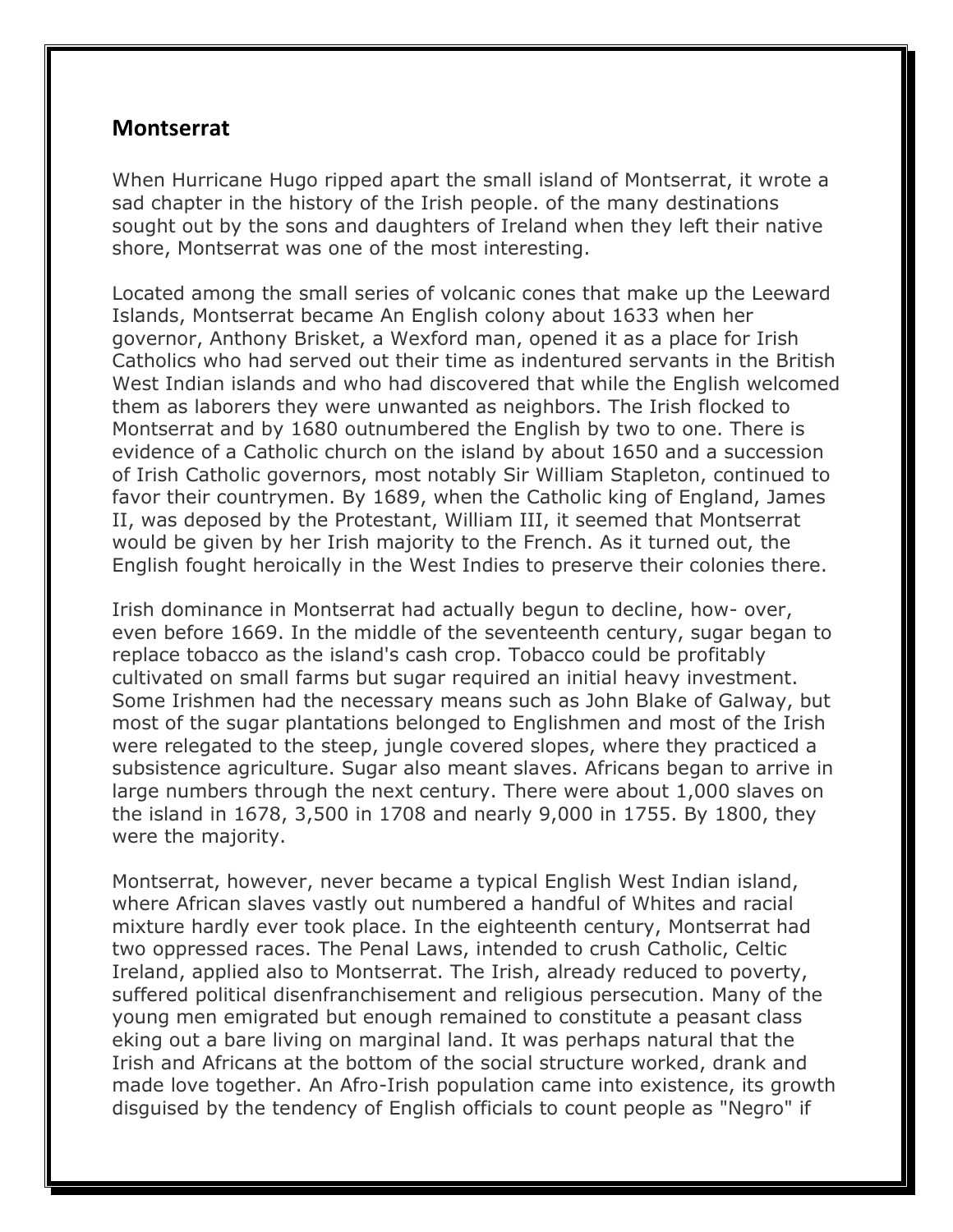## Montserrat

When Hurricane Hugo ripped apart the small island of Montserrat, it wrote a sad chapter in the history of the Irish people. of the many destinations sought out by the sons and daughters of Ireland when they left their native shore, Montserrat was one of the most interesting.

Located among the small series of volcanic cones that make up the Leeward Islands, Montserrat became An English colony about 1633 when her governor, Anthony Brisket, a Wexford man, opened it as a place for Irish Catholics who had served out their time as indentured servants in the British West Indian islands and who had discovered that while the English welcomed them as laborers they were unwanted as neighbors. The Irish flocked to Montserrat and by 1680 outnumbered the English by two to one. There is evidence of a Catholic church on the island by about 1650 and a succession of Irish Catholic governors, most notably Sir William Stapleton, continued to favor their countrymen. By 1689, when the Catholic king of England, James II, was deposed by the Protestant, William III, it seemed that Montserrat would be given by her Irish majority to the French. As it turned out, the English fought heroically in the West Indies to preserve their colonies there.

Irish dominance in Montserrat had actually begun to decline, how- over, even before 1669. In the middle of the seventeenth century, sugar began to replace tobacco as the island's cash crop. Tobacco could be profitably cultivated on small farms but sugar required an initial heavy investment. Some Irishmen had the necessary means such as John Blake of Galway, but most of the sugar plantations belonged to Englishmen and most of the Irish were relegated to the steep, jungle covered slopes, where they practiced a subsistence agriculture. Sugar also meant slaves. Africans began to arrive in large numbers through the next century. There were about 1,000 slaves on the island in 1678, 3,500 in 1708 and nearly 9,000 in 1755. By 1800, they were the majority.

Montserrat, however, never became a typical English West Indian island, where African slaves vastly out numbered a handful of Whites and racial mixture hardly ever took place. In the eighteenth century, Montserrat had two oppressed races. The Penal Laws, intended to crush Catholic, Celtic Ireland, applied also to Montserrat. The Irish, already reduced to poverty, suffered political disenfranchisement and religious persecution. Many of the young men emigrated but enough remained to constitute a peasant class eking out a bare living on marginal land. It was perhaps natural that the Irish and Africans at the bottom of the social structure worked, drank and made love together. An Afro-Irish population came into existence, its growth disguised by the tendency of English officials to count people as "Negro" if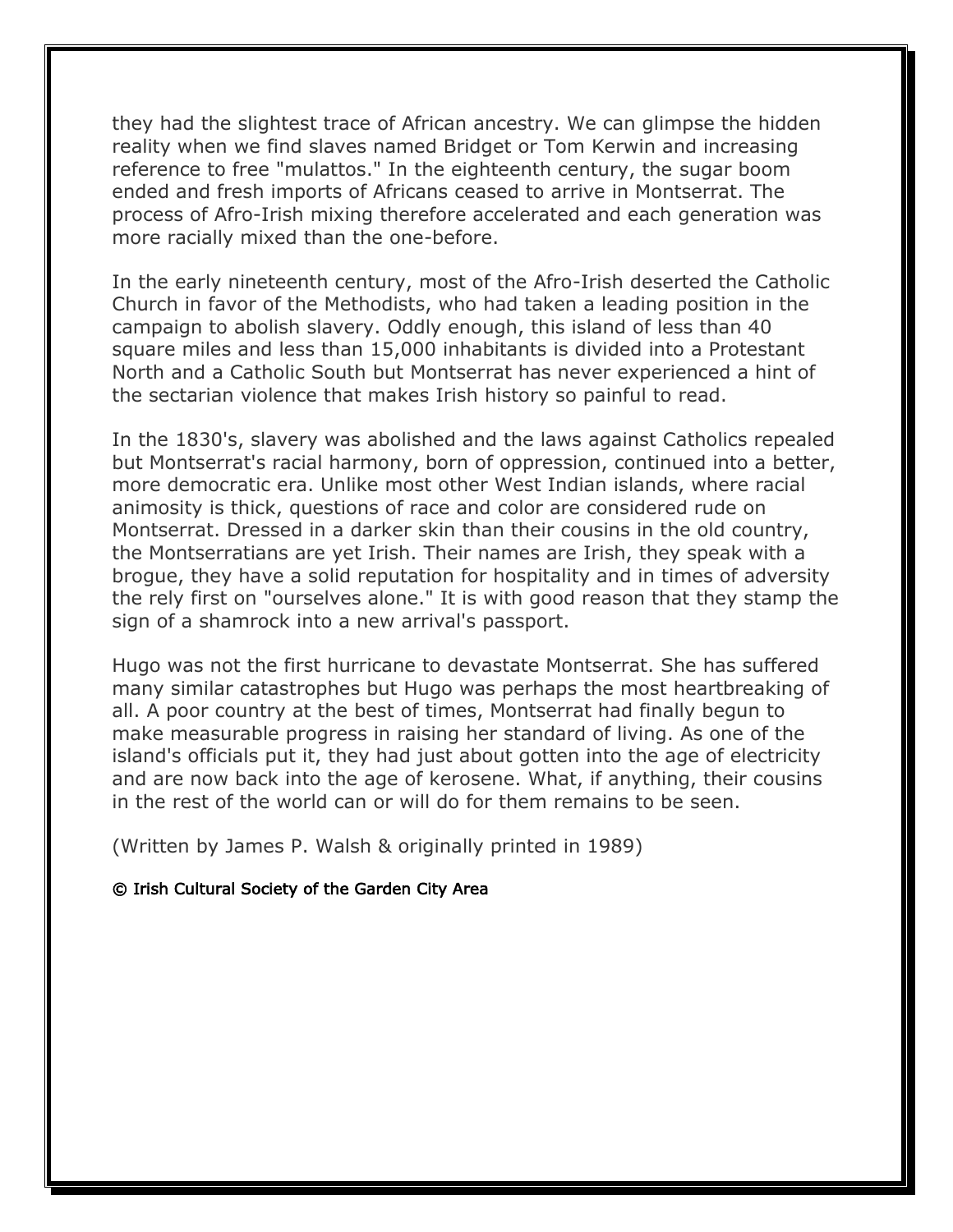they had the slightest trace of African ancestry. We can glimpse the hidden reality when we find slaves named Bridget or Tom Kerwin and increasing reference to free "mulattos." In the eighteenth century, the sugar boom ended and fresh imports of Africans ceased to arrive in Montserrat. The process of Afro-Irish mixing therefore accelerated and each generation was more racially mixed than the one-before.

In the early nineteenth century, most of the Afro-Irish deserted the Catholic Church in favor of the Methodists, who had taken a leading position in the campaign to abolish slavery. Oddly enough, this island of less than 40 square miles and less than 15,000 inhabitants is divided into a Protestant North and a Catholic South but Montserrat has never experienced a hint of the sectarian violence that makes Irish history so painful to read.

In the 1830's, slavery was abolished and the laws against Catholics repealed but Montserrat's racial harmony, born of oppression, continued into a better, more democratic era. Unlike most other West Indian islands, where racial animosity is thick, questions of race and color are considered rude on Montserrat. Dressed in a darker skin than their cousins in the old country, the Montserratians are yet Irish. Their names are Irish, they speak with a brogue, they have a solid reputation for hospitality and in times of adversity the rely first on "ourselves alone." It is with good reason that they stamp the sign of a shamrock into a new arrival's passport.

Hugo was not the first hurricane to devastate Montserrat. She has suffered many similar catastrophes but Hugo was perhaps the most heartbreaking of all. A poor country at the best of times, Montserrat had finally begun to make measurable progress in raising her standard of living. As one of the island's officials put it, they had just about gotten into the age of electricity and are now back into the age of kerosene. What, if anything, their cousins in the rest of the world can or will do for them remains to be seen.

(Written by James P. Walsh & originally printed in 1989)

© Irish Cultural Society of the Garden City Area